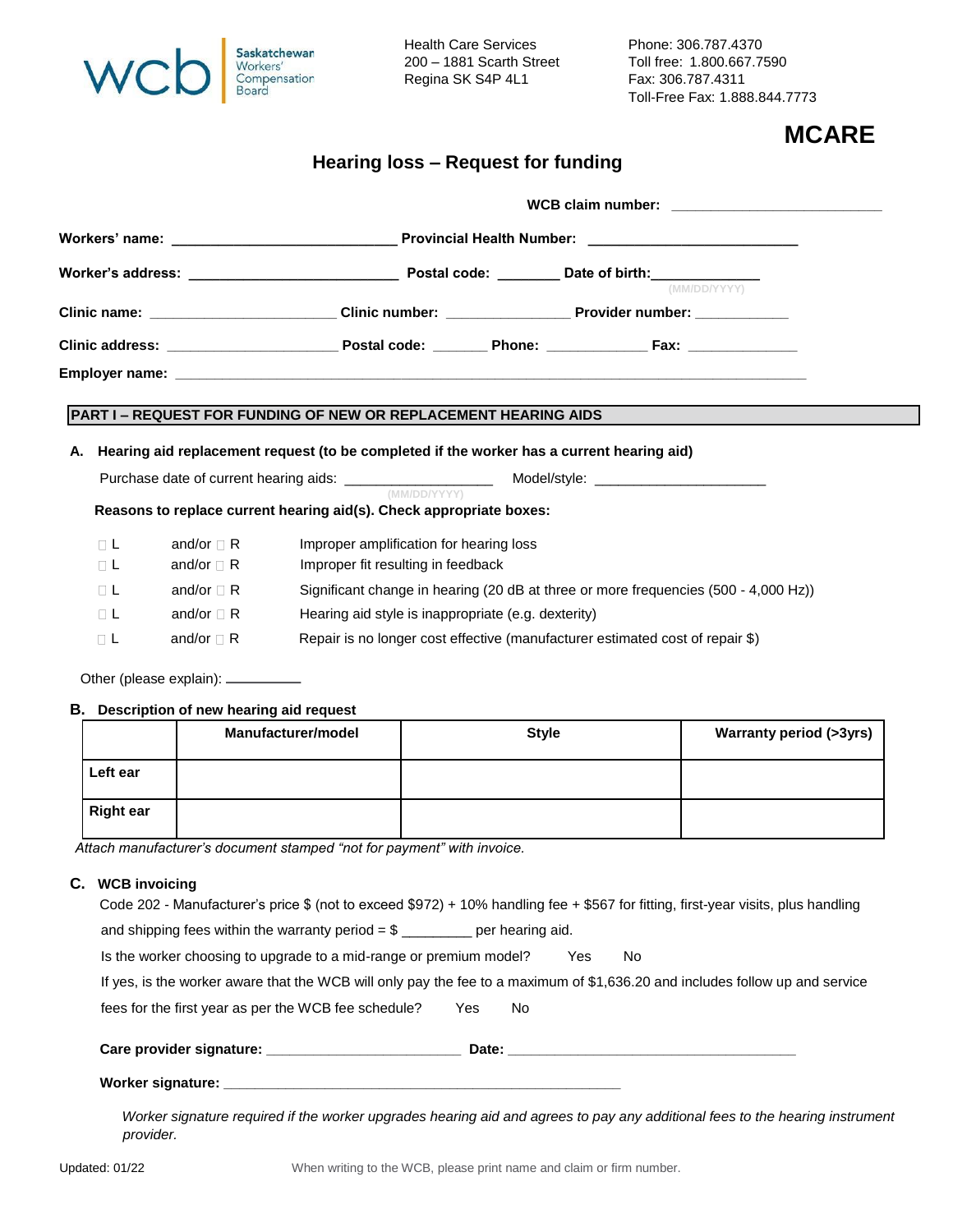Saskatchewan Workers' Compensation Board

Health Care Services
200 – 1881 Scarth Street
Regina SK S4P 4L1

Phone: 306.787.4370
Toll free: 1.800.667.7590
Fax: 306.787.4311
Toll-Free Fax: 1.888.844.7773

**MCARE**

# Hearing loss – Request for funding

**WCB claim number:** ___________________________

**Workers' name:** ____________________________ **Provincial Health Number:** ___________________________

**Worker's address:** ___________________________ **Postal code:** ________ **Date of birth:** ______________ (MM/DD/YYYY)

**Clinic name:** ________________________ **Clinic number:** ________________ **Provider number:** ____________

**Clinic address:** ______________________ **Postal code:** _______ **Phone:** _____________ **Fax:** ______________

**Employer name:** ________________________________________________________________________________

## PART I – REQUEST FOR FUNDING OF NEW OR REPLACEMENT HEARING AIDS

### A. Hearing aid replacement request (to be completed if the worker has a current hearing aid)

Purchase date of current hearing aids: ___________________ (MM/DD/YYYY) Model/style: ______________________

**Reasons to replace current hearing aid(s). Check appropriate boxes:**

- ☐ L and/or ☐ R Improper amplification for hearing loss
- ☐ L and/or ☐ R Improper fit resulting in feedback
- ☐ L and/or ☐ R Significant change in hearing (20 dB at three or more frequencies (500 - 4,000 Hz))
- ☐ L and/or ☐ R Hearing aid style is inappropriate (e.g. dexterity)
- ☐ L and/or ☐ R Repair is no longer cost effective (manufacturer estimated cost of repair $)

Other (please explain): __________

### B. Description of new hearing aid request

| | Manufacturer/model | Style | Warranty period (>3yrs) |
|---|---|---|---|
| **Left ear** | | | |
| **Right ear** | | | |

*Attach manufacturer's document stamped "not for payment" with invoice.*

### C. WCB invoicing

Code 202 - Manufacturer's price $ (not to exceed $972) + 10% handling fee + $567 for fitting, first-year visits, plus handling and shipping fees within the warranty period = $ _________ per hearing aid.

Is the worker choosing to upgrade to a mid-range or premium model? Yes No

If yes, is the worker aware that the WCB will only pay the fee to a maximum of $1,636.20 and includes follow up and service fees for the first year as per the WCB fee schedule? Yes No

**Care provider signature:** ________________________ **Date:** ____________________________________

**Worker signature:** ____________________________________________________

*Worker signature required if the worker upgrades hearing aid and agrees to pay any additional fees to the hearing instrument provider.*

Updated: 01/22

When writing to the WCB, please print name and claim or firm number.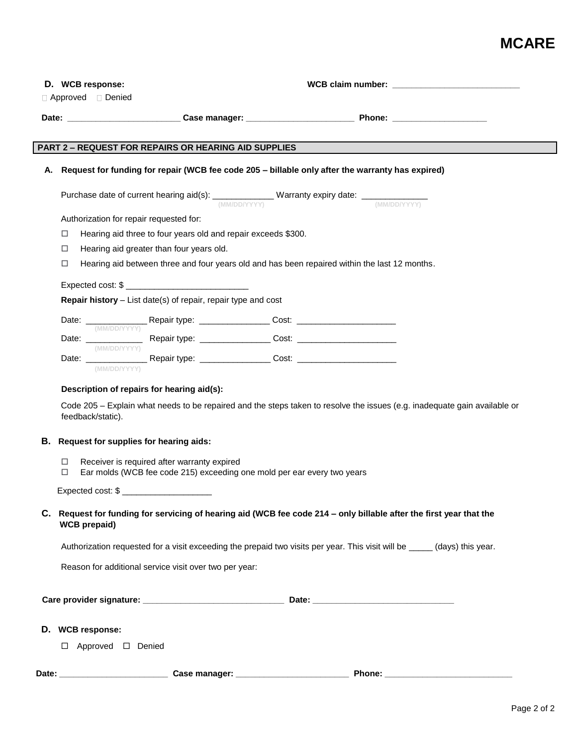# MCARE

**D. WCB response:** **WCB claim number:** ___________________________

☐ Approved ☐ Denied

**Date:** ________________________ **Case manager:** _______________________ **Phone:** ____________________

## PART 2 – REQUEST FOR REPAIRS OR HEARING AID SUPPLIES

**A. Request for funding for repair (WCB fee code 205 – billable only after the warranty has expired)**

Purchase date of current hearing aid(s): _____________ (MM/DD/YYYY) Warranty expiry date: ______________ (MM/DD/YYYY)

Authorization for repair requested for:

- ☐ Hearing aid three to four years old and repair exceeds $300.
- ☐ Hearing aid greater than four years old.
- ☐ Hearing aid between three and four years old and has been repaired within the last 12 months.

Expected cost: $ __________________________

**Repair history** – List date(s) of repair, repair type and cost

Date: _____________ (MM/DD/YYYY) Repair type: _______________ Cost: _____________________

Date: ____________ (MM/DD/YYYY) Repair type: _______________ Cost: _____________________

Date: _____________ (MM/DD/YYYY) Repair type: _______________ Cost: _____________________

**Description of repairs for hearing aid(s):**

Code 205 – Explain what needs to be repaired and the steps taken to resolve the issues (e.g. inadequate gain available or feedback/static).

**B. Request for supplies for hearing aids:**

- ☐ Receiver is required after warranty expired
- ☐ Ear molds (WCB fee code 215) exceeding one mold per ear every two years

Expected cost: $ ___________________

**C. Request for funding for servicing of hearing aid (WCB fee code 214 – only billable after the first year that the WCB prepaid)**

Authorization requested for a visit exceeding the prepaid two visits per year. This visit will be _____ (days) this year.

Reason for additional service visit over two per year:

**Care provider signature:** ______________________________ **Date:** ______________________________

**D. WCB response:**

☐ Approved ☐ Denied

**Date:** _______________________ **Case manager:** ________________________ **Phone:** ___________________________